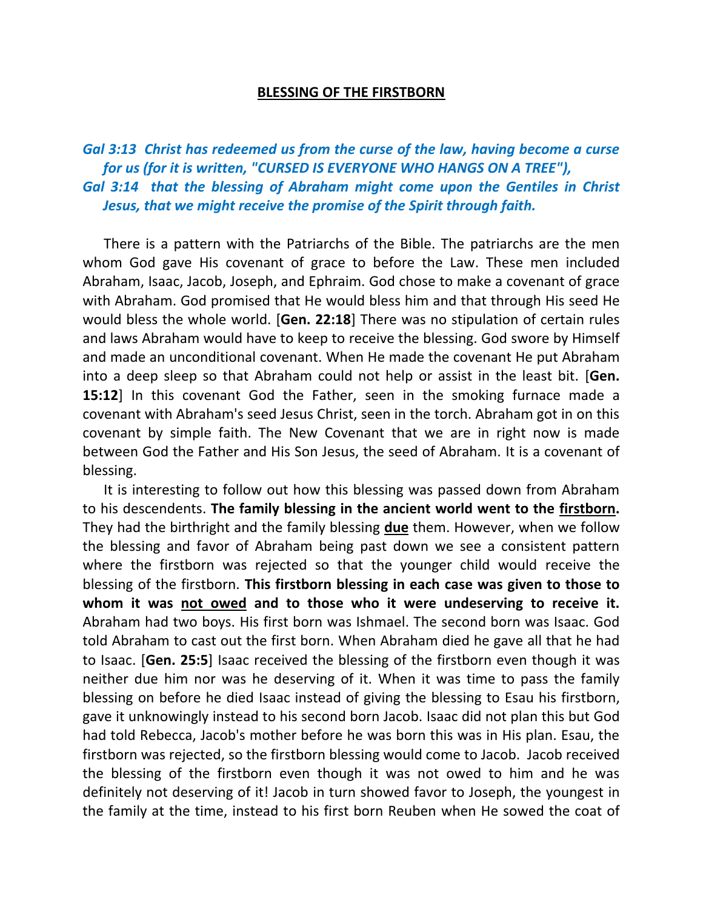# BLESSING OF THE FIRSTBORN

***Gal 3:13 Christ has redeemed us from the curse of the law, having become a curse for us (for it is written, "CURSED IS EVERYONE WHO HANGS ON A TREE"),***
***Gal 3:14 that the blessing of Abraham might come upon the Gentiles in Christ Jesus, that we might receive the promise of the Spirit through faith.***

There is a pattern with the Patriarchs of the Bible. The patriarchs are the men whom God gave His covenant of grace to before the Law. These men included Abraham, Isaac, Jacob, Joseph, and Ephraim. God chose to make a covenant of grace with Abraham. God promised that He would bless him and that through His seed He would bless the whole world. [**Gen. 22:18**] There was no stipulation of certain rules and laws Abraham would have to keep to receive the blessing. God swore by Himself and made an unconditional covenant. When He made the covenant He put Abraham into a deep sleep so that Abraham could not help or assist in the least bit. [**Gen. 15:12**] In this covenant God the Father, seen in the smoking furnace made a covenant with Abraham's seed Jesus Christ, seen in the torch. Abraham got in on this covenant by simple faith. The New Covenant that we are in right now is made between God the Father and His Son Jesus, the seed of Abraham. It is a covenant of blessing.

It is interesting to follow out how this blessing was passed down from Abraham to his descendents. **The family blessing in the ancient world went to the <u>firstborn</u>.** They had the birthright and the family blessing **<u>due</u>** them. However, when we follow the blessing and favor of Abraham being past down we see a consistent pattern where the firstborn was rejected so that the younger child would receive the blessing of the firstborn. **This firstborn blessing in each case was given to those to whom it was <u>not owed</u> and to those who it were undeserving to receive it.** Abraham had two boys. His first born was Ishmael. The second born was Isaac. God told Abraham to cast out the first born. When Abraham died he gave all that he had to Isaac. [**Gen. 25:5**] Isaac received the blessing of the firstborn even though it was neither due him nor was he deserving of it. When it was time to pass the family blessing on before he died Isaac instead of giving the blessing to Esau his firstborn, gave it unknowingly instead to his second born Jacob. Isaac did not plan this but God had told Rebecca, Jacob's mother before he was born this was in His plan. Esau, the firstborn was rejected, so the firstborn blessing would come to Jacob. Jacob received the blessing of the firstborn even though it was not owed to him and he was definitely not deserving of it! Jacob in turn showed favor to Joseph, the youngest in the family at the time, instead to his first born Reuben when He sowed the coat of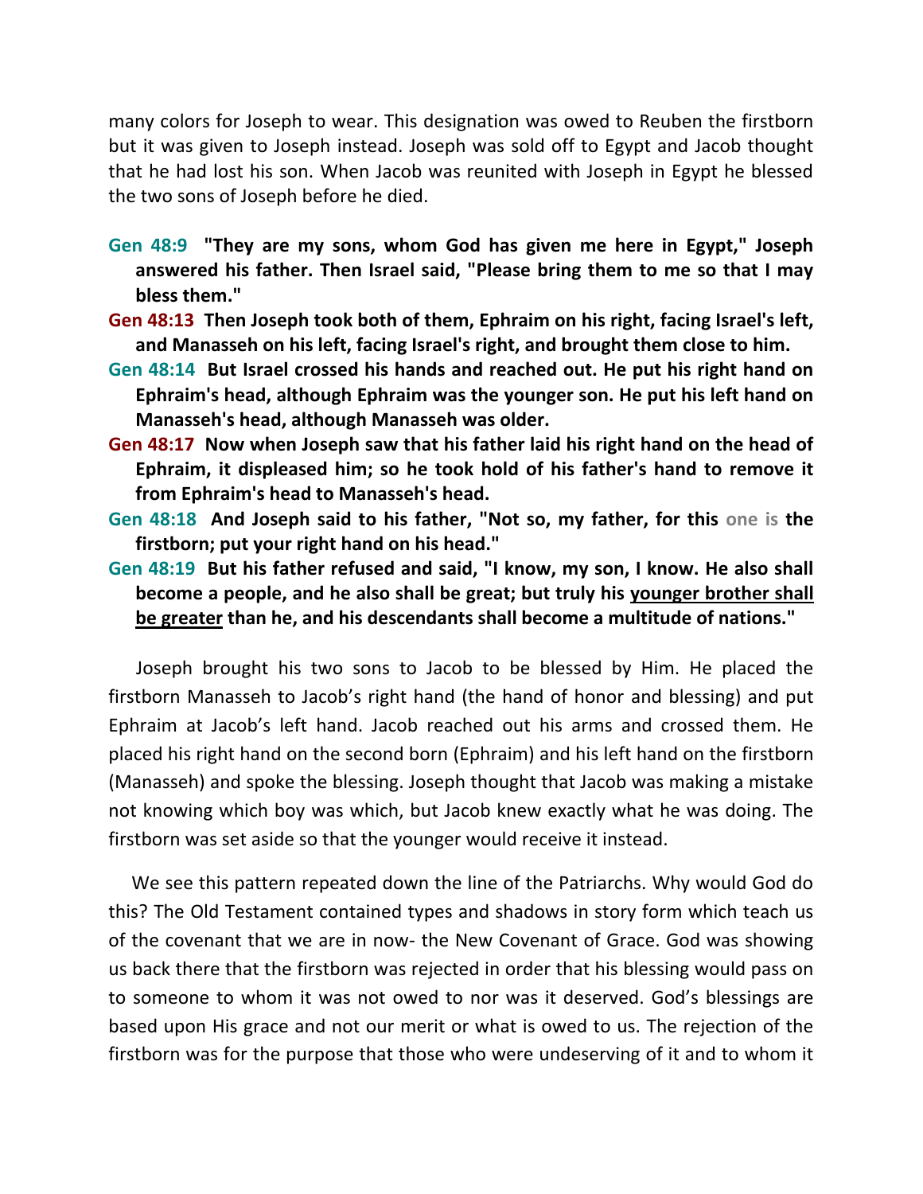many colors for Joseph to wear. This designation was owed to Reuben the firstborn but it was given to Joseph instead. Joseph was sold off to Egypt and Jacob thought that he had lost his son. When Jacob was reunited with Joseph in Egypt he blessed the two sons of Joseph before he died.

- **Gen 48:9 "They are my sons, whom God has given me here in Egypt," Joseph answered his father. Then Israel said, "Please bring them to me so that I may bless them."**
- **Gen 48:13 Then Joseph took both of them, Ephraim on his right, facing Israel's left, and Manasseh on his left, facing Israel's right, and brought them close to him.**
- **Gen 48:14 But Israel crossed his hands and reached out. He put his right hand on Ephraim's head, although Ephraim was the younger son. He put his left hand on Manasseh's head, although Manasseh was older.**
- **Gen 48:17 Now when Joseph saw that his father laid his right hand on the head of Ephraim, it displeased him; so he took hold of his father's hand to remove it from Ephraim's head to Manasseh's head.**
- **Gen 48:18 And Joseph said to his father, "Not so, my father, for this one is the firstborn; put your right hand on his head."**
- **Gen 48:19 But his father refused and said, "I know, my son, I know. He also shall become a people, and he also shall be great; but truly his <u>younger brother shall be greater</u> than he, and his descendants shall become a multitude of nations."**

Joseph brought his two sons to Jacob to be blessed by Him. He placed the firstborn Manasseh to Jacob's right hand (the hand of honor and blessing) and put Ephraim at Jacob's left hand. Jacob reached out his arms and crossed them. He placed his right hand on the second born (Ephraim) and his left hand on the firstborn (Manasseh) and spoke the blessing. Joseph thought that Jacob was making a mistake not knowing which boy was which, but Jacob knew exactly what he was doing. The firstborn was set aside so that the younger would receive it instead.

We see this pattern repeated down the line of the Patriarchs. Why would God do this? The Old Testament contained types and shadows in story form which teach us of the covenant that we are in now- the New Covenant of Grace. God was showing us back there that the firstborn was rejected in order that his blessing would pass on to someone to whom it was not owed to nor was it deserved. God's blessings are based upon His grace and not our merit or what is owed to us. The rejection of the firstborn was for the purpose that those who were undeserving of it and to whom it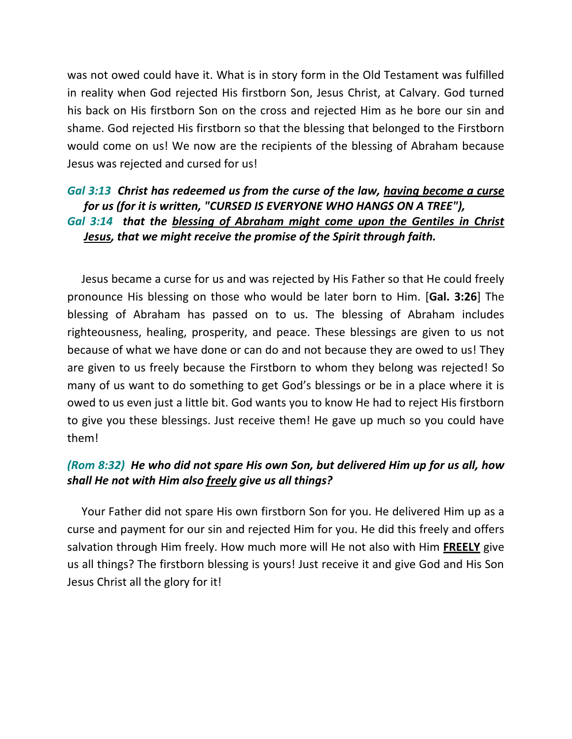was not owed could have it. What is in story form in the Old Testament was fulfilled in reality when God rejected His firstborn Son, Jesus Christ, at Calvary. God turned his back on His firstborn Son on the cross and rejected Him as he bore our sin and shame. God rejected His firstborn so that the blessing that belonged to the Firstborn would come on us! We now are the recipients of the blessing of Abraham because Jesus was rejected and cursed for us!

*Gal 3:13* ***Christ has redeemed us from the curse of the law, <u>having become a curse</u> for us (for it is written, "CURSED IS EVERYONE WHO HANGS ON A TREE"),***
*Gal 3:14* ***that the <u>blessing of Abraham might come upon the Gentiles in Christ Jesus</u>, that we might receive the promise of the Spirit through faith.***

Jesus became a curse for us and was rejected by His Father so that He could freely pronounce His blessing on those who would be later born to Him. [**Gal. 3:26**] The blessing of Abraham has passed on to us. The blessing of Abraham includes righteousness, healing, prosperity, and peace. These blessings are given to us not because of what we have done or can do and not because they are owed to us! They are given to us freely because the Firstborn to whom they belong was rejected! So many of us want to do something to get God's blessings or be in a place where it is owed to us even just a little bit. God wants you to know He had to reject His firstborn to give you these blessings. Just receive them! He gave up much so you could have them!

*(Rom 8:32)* ***He who did not spare His own Son, but delivered Him up for us all, how shall He not with Him also <u>freely</u> give us all things?***

Your Father did not spare His own firstborn Son for you. He delivered Him up as a curse and payment for our sin and rejected Him for you. He did this freely and offers salvation through Him freely. How much more will He not also with Him **<u>FREELY</u>** give us all things? The firstborn blessing is yours! Just receive it and give God and His Son Jesus Christ all the glory for it!